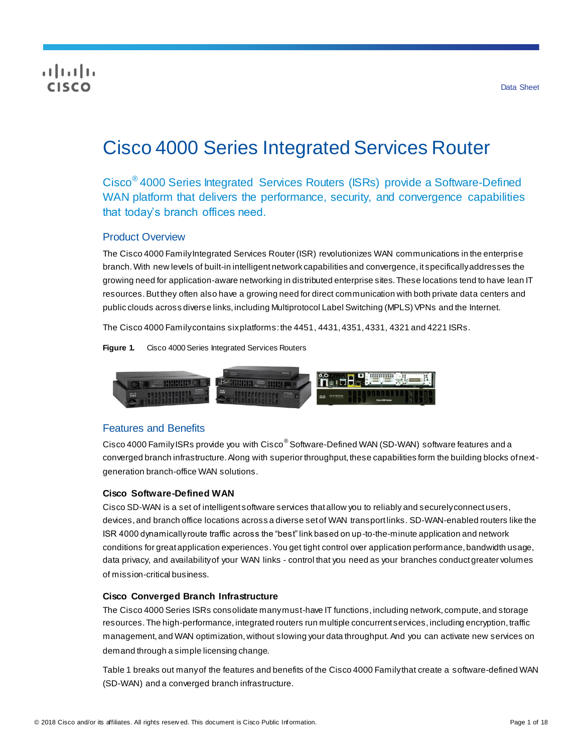Data Sheet

# Cisco 4000 Series Integrated Services Router

Cisco® 4000 Series Integrated Services Routers (ISRs) provide a Software-Defined WAN platform that delivers the performance, security, and convergence capabilities that today's branch offices need.

## Product Overview

The Cisco 4000 Family Integrated Services Router (ISR) revolutionizes WAN communications in the enterprise branch. With new levels of built-in intelligent network capabilities and convergence, it specifically addresses the growing need for application-aware networking in distributed enterprise sites. These locations tend to have lean IT resources. But they often also have a growing need for direct communication with both private data centers and public clouds across diverse links, including Multiprotocol Label Switching (MPLS) VPNs and the Internet.

The Cisco 4000 Family contains six platforms: the 4451, 4431, 4351, 4331, 4321 and 4221 ISRs.

**Figure 1.** Cisco 4000 Series Integrated Services Routers

## Features and Benefits

Cisco 4000 Family ISRs provide you with Cisco® Software-Defined WAN (SD-WAN) software features and a converged branch infrastructure. Along with superior throughput, these capabilities form the building blocks of next-generation branch-office WAN solutions.

### Cisco Software-Defined WAN

Cisco SD-WAN is a set of intelligent software services that allow you to reliably and securely connect users, devices, and branch office locations across a diverse set of WAN transport links. SD-WAN-enabled routers like the ISR 4000 dynamically route traffic across the "best" link based on up-to-the-minute application and network conditions for great application experiences. You get tight control over application performance, bandwidth usage, data privacy, and availability of your WAN links - control that you need as your branches conduct greater volumes of mission-critical business.

### Cisco Converged Branch Infrastructure

The Cisco 4000 Series ISRs consolidate many must-have IT functions, including network, compute, and storage resources. The high-performance, integrated routers run multiple concurrent services, including encryption, traffic management, and WAN optimization, without slowing your data throughput. And you can activate new services on demand through a simple licensing change.

Table 1 breaks out many of the features and benefits of the Cisco 4000 Family that create a software-defined WAN (SD-WAN) and a converged branch infrastructure.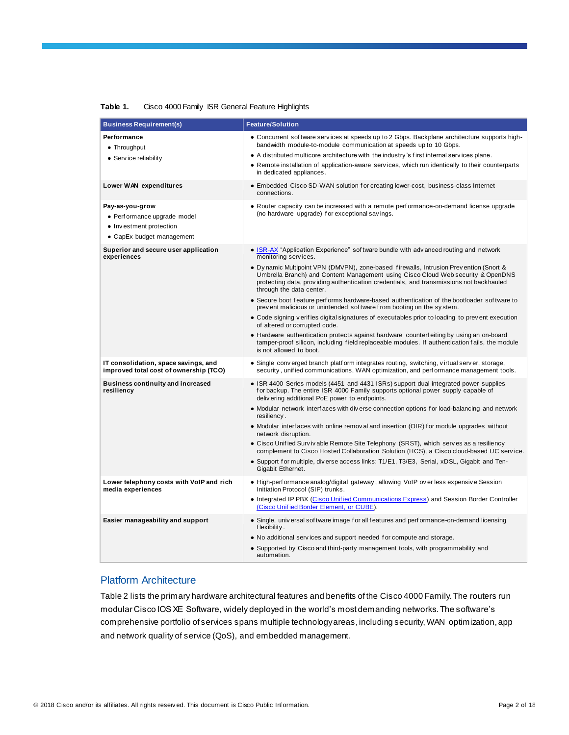**Table 1.** Cisco 4000 Family ISR General Feature Highlights

| Business Requirement(s) | Feature/Solution |
| --- | --- |
| **Performance**<br>• Throughput<br>• Service reliability | • Concurrent software services at speeds up to 2 Gbps. Backplane architecture supports high-bandwidth module-to-module communication at speeds up to 10 Gbps.<br>• A distributed multicore architecture with the industry's first internal services plane.<br>• Remote installation of application-aware services, which run identically to their counterparts in dedicated appliances. |
| **Lower WAN expenditures** | • Embedded Cisco SD-WAN solution for creating lower-cost, business-class Internet connections. |
| **Pay-as-you-grow**<br>• Performance upgrade model<br>• Investment protection<br>• CapEx budget management | • Router capacity can be increased with a remote performance-on-demand license upgrade (no hardware upgrade) for exceptional savings. |
| **Superior and secure user application experiences** | • ISR-AX "Application Experience" software bundle with advanced routing and network monitoring services.<br>• Dynamic Multipoint VPN (DMVPN), zone-based firewalls, Intrusion Prevention (Snort & Umbrella Branch) and Content Management using Cisco Cloud Web security & OpenDNS protecting data, providing authentication credentials, and transmissions not backhauled through the data center.<br>• Secure boot feature performs hardware-based authentication of the bootloader software to prevent malicious or unintended software from booting on the system.<br>• Code signing verifies digital signatures of executables prior to loading to prevent execution of altered or corrupted code.<br>• Hardware authentication protects against hardware counterfeiting by using an on-board tamper-proof silicon, including field replaceable modules. If authentication fails, the module is not allowed to boot. |
| **IT consolidation, space savings, and improved total cost of ownership (TCO)** | • Single converged branch platform integrates routing, switching, virtual server, storage, security, unified communications, WAN optimization, and performance management tools. |
| **Business continuity and increased resiliency** | • ISR 4400 Series models (4451 and 4431 ISRs) support dual integrated power supplies for backup. The entire ISR 4000 Family supports optional power supply capable of delivering additional PoE power to endpoints.<br>• Modular network interfaces with diverse connection options for load-balancing and network resiliency.<br>• Modular interfaces with online removal and insertion (OIR) for module upgrades without network disruption.<br>• Cisco Unified Survivable Remote Site Telephony (SRST), which serves as a resiliency complement to Cisco Hosted Collaboration Solution (HCS), a Cisco cloud-based UC service.<br>• Support for multiple, diverse access links: T1/E1, T3/E3, Serial, xDSL, Gigabit and Ten-Gigabit Ethernet. |
| **Lower telephony costs with VoIP and rich media experiences** | • High-performance analog/digital gateway, allowing VoIP over less expensive Session Initiation Protocol (SIP) trunks.<br>• Integrated IP PBX (Cisco Unified Communications Express) and Session Border Controller (Cisco Unified Border Element, or CUBE). |
| **Easier manageability and support** | • Single, universal software image for all features and performance-on-demand licensing flexibility.<br>• No additional services and support needed for compute and storage.<br>• Supported by Cisco and third-party management tools, with programmability and automation. |

## Platform Architecture

Table 2 lists the primary hardware architectural features and benefits of the Cisco 4000 Family. The routers run modular Cisco IOS XE Software, widely deployed in the world's most demanding networks. The software's comprehensive portfolio of services spans multiple technology areas, including security, WAN optimization, app and network quality of service (QoS), and embedded management.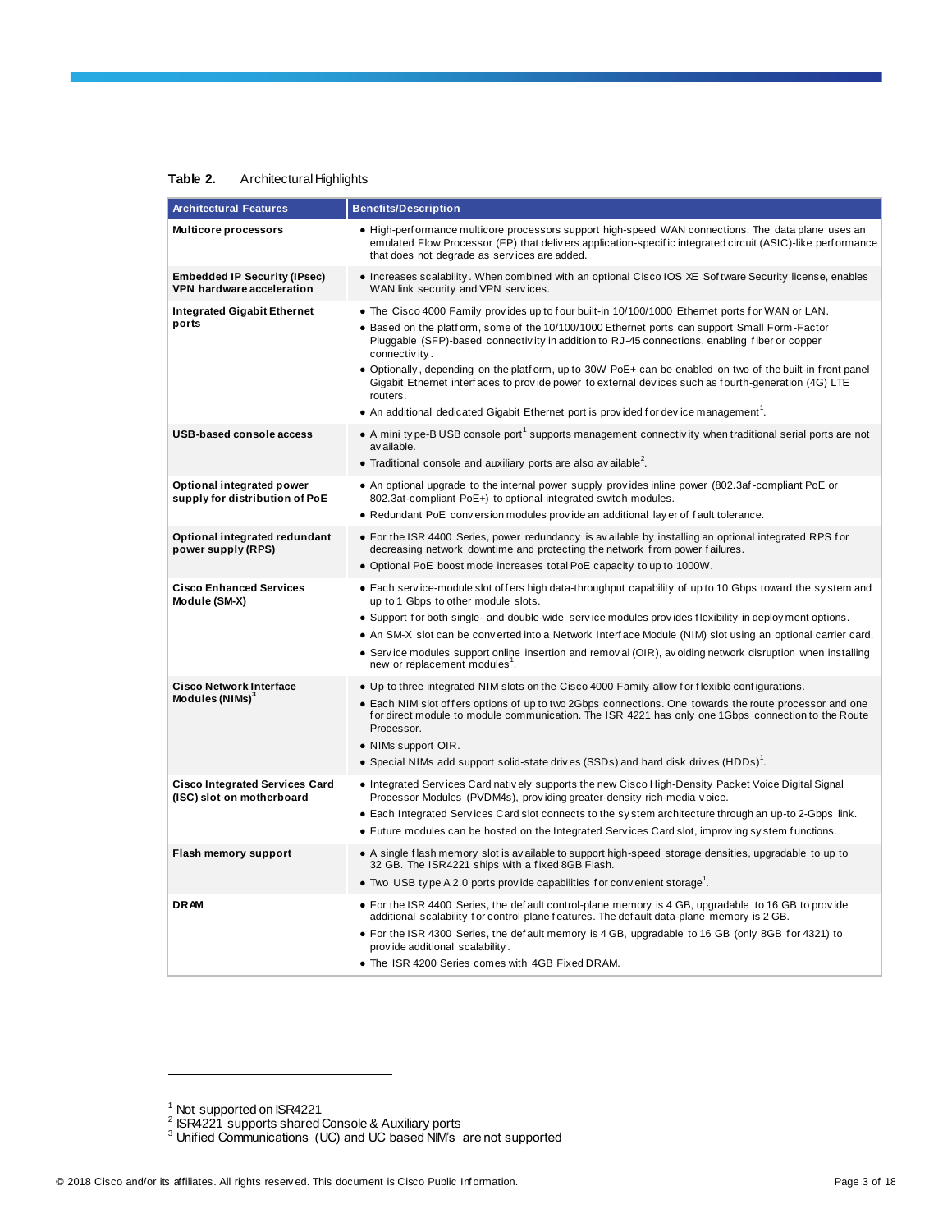**Table 2.** Architectural Highlights

| Architectural Features | Benefits/Description |
|---|---|
| **Multicore processors** | • High-performance multicore processors support high-speed WAN connections. The data plane uses an emulated Flow Processor (FP) that delivers application-specific integrated circuit (ASIC)-like performance that does not degrade as services are added. |
| **Embedded IP Security (IPsec) VPN hardware acceleration** | • Increases scalability. When combined with an optional Cisco IOS XE Software Security license, enables WAN link security and VPN services. |
| **Integrated Gigabit Ethernet ports** | • The Cisco 4000 Family provides up to four built-in 10/100/1000 Ethernet ports for WAN or LAN.<br>• Based on the platform, some of the 10/100/1000 Ethernet ports can support Small Form-Factor Pluggable (SFP)-based connectivity in addition to RJ-45 connections, enabling fiber or copper connectivity.<br>• Optionally, depending on the platform, up to 30W PoE+ can be enabled on two of the built-in front panel Gigabit Ethernet interfaces to provide power to external devices such as fourth-generation (4G) LTE routers.<br>• An additional dedicated Gigabit Ethernet port is provided for device management[1]. |
| **USB-based console access** | • A mini type-B USB console port[1] supports management connectivity when traditional serial ports are not available.<br>• Traditional console and auxiliary ports are also available[2]. |
| **Optional integrated power supply for distribution of PoE** | • An optional upgrade to the internal power supply provides inline power (802.3af-compliant PoE or 802.3at-compliant PoE+) to optional integrated switch modules.<br>• Redundant PoE conversion modules provide an additional layer of fault tolerance. |
| **Optional integrated redundant power supply (RPS)** | • For the ISR 4400 Series, power redundancy is available by installing an optional integrated RPS for decreasing network downtime and protecting the network from power failures.<br>• Optional PoE boost mode increases total PoE capacity to up to 1000W. |
| **Cisco Enhanced Services Module (SM-X)** | • Each service-module slot offers high data-throughput capability of up to 10 Gbps toward the system and up to 1 Gbps to other module slots.<br>• Support for both single- and double-wide service modules provides flexibility in deployment options.<br>• An SM-X slot can be converted into a Network Interface Module (NIM) slot using an optional carrier card.<br>• Service modules support online insertion and removal (OIR), avoiding network disruption when installing new or replacement modules[1]. |
| **Cisco Network Interface Modules (NIMs)[3]** | • Up to three integrated NIM slots on the Cisco 4000 Family allow for flexible configurations.<br>• Each NIM slot offers options of up to two 2Gbps connections. One towards the route processor and one for direct module to module communication. The ISR 4221 has only one 1Gbps connection to the Route Processor.<br>• NIMs support OIR.<br>• Special NIMs add support solid-state drives (SSDs) and hard disk drives (HDDs)[1]. |
| **Cisco Integrated Services Card (ISC) slot on motherboard** | • Integrated Services Card natively supports the new Cisco High-Density Packet Voice Digital Signal Processor Modules (PVDM4s), providing greater-density rich-media voice.<br>• Each Integrated Services Card slot connects to the system architecture through an up-to 2-Gbps link.<br>• Future modules can be hosted on the Integrated Services Card slot, improving system functions. |
| **Flash memory support** | • A single flash memory slot is available to support high-speed storage densities, upgradable to up to 32 GB. The ISR4221 ships with a fixed 8GB Flash.<br>• Two USB type A 2.0 ports provide capabilities for convenient storage[1]. |
| **DRAM** | • For the ISR 4400 Series, the default control-plane memory is 4 GB, upgradable to 16 GB to provide additional scalability for control-plane features. The default data-plane memory is 2 GB.<br>• For the ISR 4300 Series, the default memory is 4 GB, upgradable to 16 GB (only 8GB for 4321) to provide additional scalability.<br>• The ISR 4200 Series comes with 4GB Fixed DRAM. |

[1] Not supported on ISR4221
[2] ISR4221 supports shared Console & Auxiliary ports
[3] Unified Communications (UC) and UC based NIM's are not supported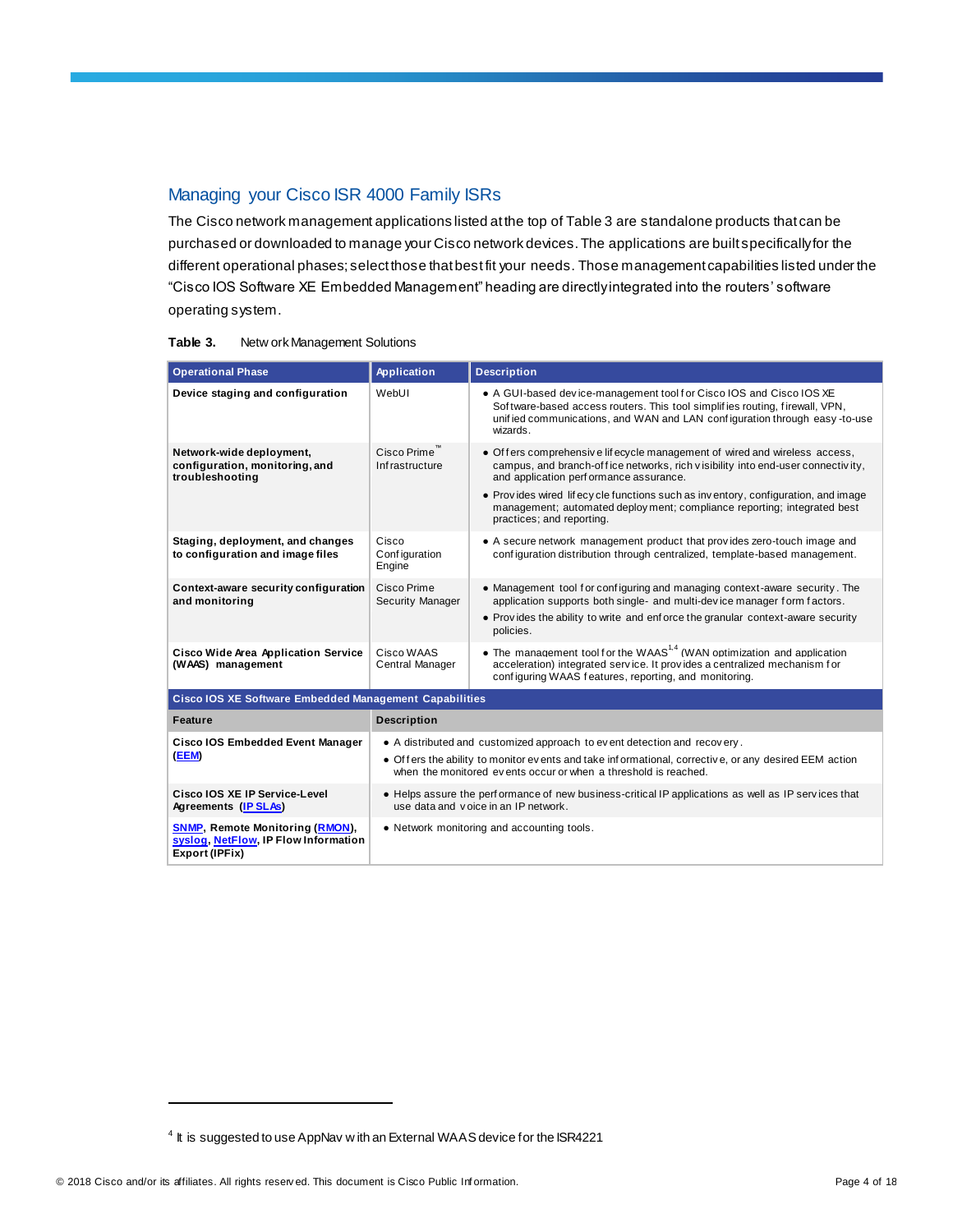## Managing your Cisco ISR 4000 Family ISRs

The Cisco network management applications listed at the top of Table 3 are standalone products that can be purchased or downloaded to manage your Cisco network devices. The applications are built specifically for the different operational phases; select those that best fit your needs. Those management capabilities listed under the "Cisco IOS Software XE Embedded Management" heading are directly integrated into the routers' software operating system.

**Table 3.** Network Management Solutions

| Operational Phase | Application | Description |
| --- | --- | --- |
| **Device staging and configuration** | WebUI | • A GUI-based device-management tool for Cisco IOS and Cisco IOS XE Software-based access routers. This tool simplifies routing, firewall, VPN, unified communications, and WAN and LAN configuration through easy-to-use wizards. |
| **Network-wide deployment, configuration, monitoring, and troubleshooting** | Cisco Prime™ Infrastructure | • Offers comprehensive lifecycle management of wired and wireless access, campus, and branch-office networks, rich visibility into end-user connectivity, and application performance assurance.<br>• Provides wired lifecycle functions such as inventory, configuration, and image management; automated deployment; compliance reporting; integrated best practices; and reporting. |
| **Staging, deployment, and changes to configuration and image files** | Cisco Configuration Engine | • A secure network management product that provides zero-touch image and configuration distribution through centralized, template-based management. |
| **Context-aware security configuration and monitoring** | Cisco Prime Security Manager | • Management tool for configuring and managing context-aware security. The application supports both single- and multi-device manager form factors.<br>• Provides the ability to write and enforce the granular context-aware security policies. |
| **Cisco Wide Area Application Service (WAAS) management** | Cisco WAAS Central Manager | • The management tool for the WAAS[1,4] (WAN optimization and application acceleration) integrated service. It provides a centralized mechanism for configuring WAAS features, reporting, and monitoring. |
| **Cisco IOS XE Software Embedded Management Capabilities** | | |
| **Feature** | **Description** | |
| **Cisco IOS Embedded Event Manager (EEM)** | • A distributed and customized approach to event detection and recovery.<br>• Offers the ability to monitor events and take informational, corrective, or any desired EEM action when the monitored events occur or when a threshold is reached. | |
| **Cisco IOS XE IP Service-Level Agreements (IP SLAs)** | • Helps assure the performance of new business-critical IP applications as well as IP services that use data and voice in an IP network. | |
| **SNMP, Remote Monitoring (RMON), syslog, NetFlow, IP Flow Information Export (IPFix)** | • Network monitoring and accounting tools. | |

[4] It is suggested to use AppNav with an External WAAS device for the ISR4221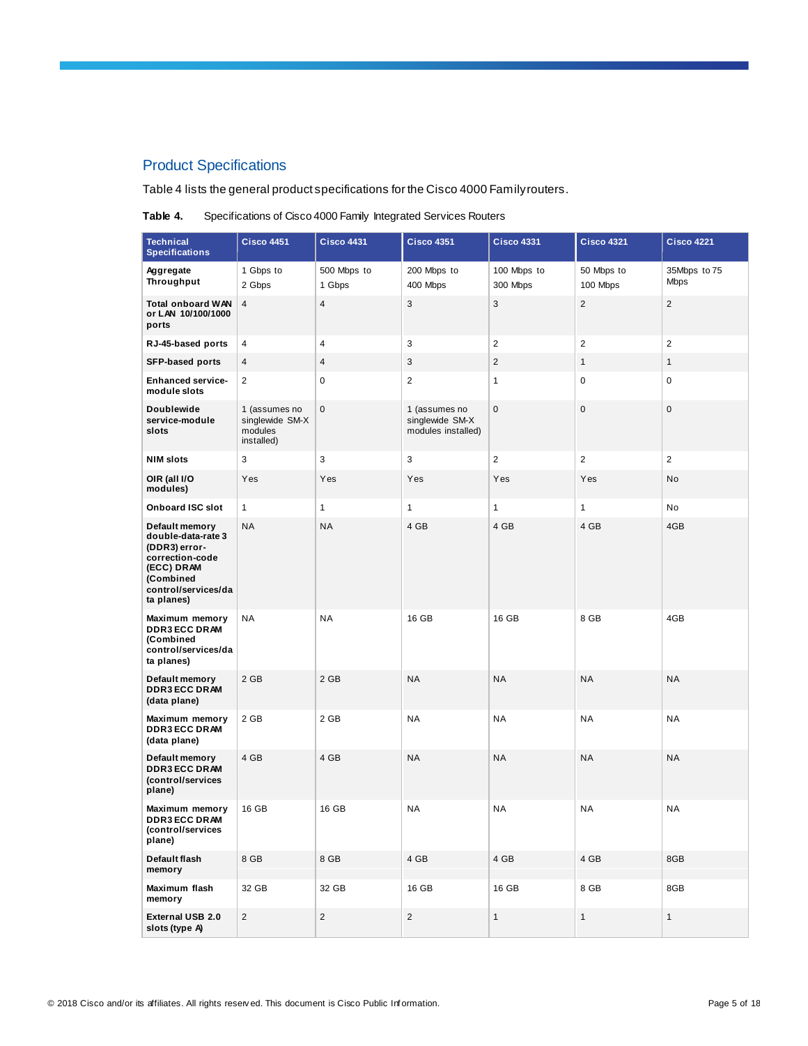## Product Specifications

Table 4 lists the general product specifications for the Cisco 4000 Family routers.

**Table 4.** Specifications of Cisco 4000 Family Integrated Services Routers

| Technical Specifications | Cisco 4451 | Cisco 4431 | Cisco 4351 | Cisco 4331 | Cisco 4321 | Cisco 4221 |
|---|---|---|---|---|---|---|
| **Aggregate Throughput** | 1 Gbps to 2 Gbps | 500 Mbps to 1 Gbps | 200 Mbps to 400 Mbps | 100 Mbps to 300 Mbps | 50 Mbps to 100 Mbps | 35Mbps to 75 Mbps |
| **Total onboard WAN or LAN 10/100/1000 ports** | 4 | 4 | 3 | 3 | 2 | 2 |
| **RJ-45-based ports** | 4 | 4 | 3 | 2 | 2 | 2 |
| **SFP-based ports** | 4 | 4 | 3 | 2 | 1 | 1 |
| **Enhanced service-module slots** | 2 | 0 | 2 | 1 | 0 | 0 |
| **Doublewide service-module slots** | 1 (assumes no singlewide SM-X modules installed) | 0 | 1 (assumes no singlewide SM-X modules installed) | 0 | 0 | 0 |
| **NIM slots** | 3 | 3 | 3 | 2 | 2 | 2 |
| **OIR (all I/O modules)** | Yes | Yes | Yes | Yes | Yes | No |
| **Onboard ISC slot** | 1 | 1 | 1 | 1 | 1 | No |
| **Default memory double-data-rate 3 (DDR3) error-correction-code (ECC) DRAM (Combined control/services/data planes)** | NA | NA | 4 GB | 4 GB | 4 GB | 4GB |
| **Maximum memory DDR3 ECC DRAM (Combined control/services/data planes)** | NA | NA | 16 GB | 16 GB | 8 GB | 4GB |
| **Default memory DDR3 ECC DRAM (data plane)** | 2 GB | 2 GB | NA | NA | NA | NA |
| **Maximum memory DDR3 ECC DRAM (data plane)** | 2 GB | 2 GB | NA | NA | NA | NA |
| **Default memory DDR3 ECC DRAM (control/services plane)** | 4 GB | 4 GB | NA | NA | NA | NA |
| **Maximum memory DDR3 ECC DRAM (control/services plane)** | 16 GB | 16 GB | NA | NA | NA | NA |
| **Default flash memory** | 8 GB | 8 GB | 4 GB | 4 GB | 4 GB | 8GB |
| **Maximum flash memory** | 32 GB | 32 GB | 16 GB | 16 GB | 8 GB | 8GB |
| **External USB 2.0 slots (type A)** | 2 | 2 | 2 | 1 | 1 | 1 |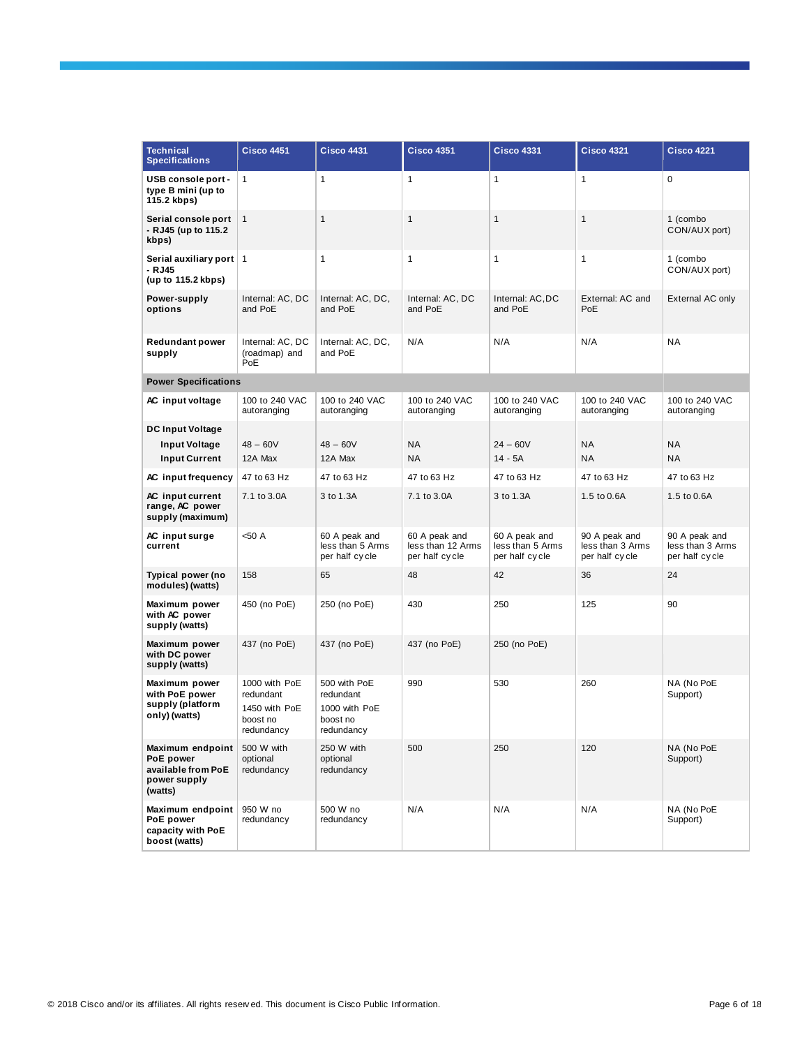| Technical Specifications | Cisco 4451 | Cisco 4431 | Cisco 4351 | Cisco 4331 | Cisco 4321 | Cisco 4221 |
|---|---|---|---|---|---|---|
| **USB console port - type B mini (up to 115.2 kbps)** | 1 | 1 | 1 | 1 | 1 | 0 |
| **Serial console port - RJ45 (up to 115.2 kbps)** | 1 | 1 | 1 | 1 | 1 | 1 (combo CON/AUX port) |
| **Serial auxiliary port - RJ45 (up to 115.2 kbps)** | 1 | 1 | 1 | 1 | 1 | 1 (combo CON/AUX port) |
| **Power-supply options** | Internal: AC, DC and PoE | Internal: AC, DC, and PoE | Internal: AC, DC and PoE | Internal: AC,DC and PoE | External: AC and PoE | External AC only |
| **Redundant power supply** | Internal: AC, DC (roadmap) and PoE | Internal: AC, DC, and PoE | N/A | N/A | N/A | NA |
| **Power Specifications** | | | | | | |
| **AC input voltage** | 100 to 240 VAC autoranging | 100 to 240 VAC autoranging | 100 to 240 VAC autoranging | 100 to 240 VAC autoranging | 100 to 240 VAC autoranging | 100 to 240 VAC autoranging |
| **DC Input Voltage** | | | | | | |
| **Input Voltage** | 48 – 60V | 48 – 60V | NA | 24 – 60V | NA | NA |
| **Input Current** | 12A Max | 12A Max | NA | 14 - 5A | NA | NA |
| **AC input frequency** | 47 to 63 Hz | 47 to 63 Hz | 47 to 63 Hz | 47 to 63 Hz | 47 to 63 Hz | 47 to 63 Hz |
| **AC input current range, AC power supply (maximum)** | 7.1 to 3.0A | 3 to 1.3A | 7.1 to 3.0A | 3 to 1.3A | 1.5 to 0.6A | 1.5 to 0.6A |
| **AC input surge current** | <50 A | 60 A peak and less than 5 Arms per half cycle | 60 A peak and less than 12 Arms per half cycle | 60 A peak and less than 5 Arms per half cycle | 90 A peak and less than 3 Arms per half cycle | 90 A peak and less than 3 Arms per half cycle |
| **Typical power (no modules) (watts)** | 158 | 65 | 48 | 42 | 36 | 24 |
| **Maximum power with AC power supply (watts)** | 450 (no PoE) | 250 (no PoE) | 430 | 250 | 125 | 90 |
| **Maximum power with DC power supply (watts)** | 437 (no PoE) | 437 (no PoE) | 437 (no PoE) | 250 (no PoE) | | |
| **Maximum power with PoE power supply (platform only) (watts)** | 1000 with PoE redundant<br>1450 with PoE boost no redundancy | 500 with PoE redundant<br>1000 with PoE boost no redundancy | 990 | 530 | 260 | NA (No PoE Support) |
| **Maximum endpoint PoE power available from PoE power supply (watts)** | 500 W with optional redundancy | 250 W with optional redundancy | 500 | 250 | 120 | NA (No PoE Support) |
| **Maximum endpoint PoE power capacity with PoE boost (watts)** | 950 W no redundancy | 500 W no redundancy | N/A | N/A | N/A | NA (No PoE Support) |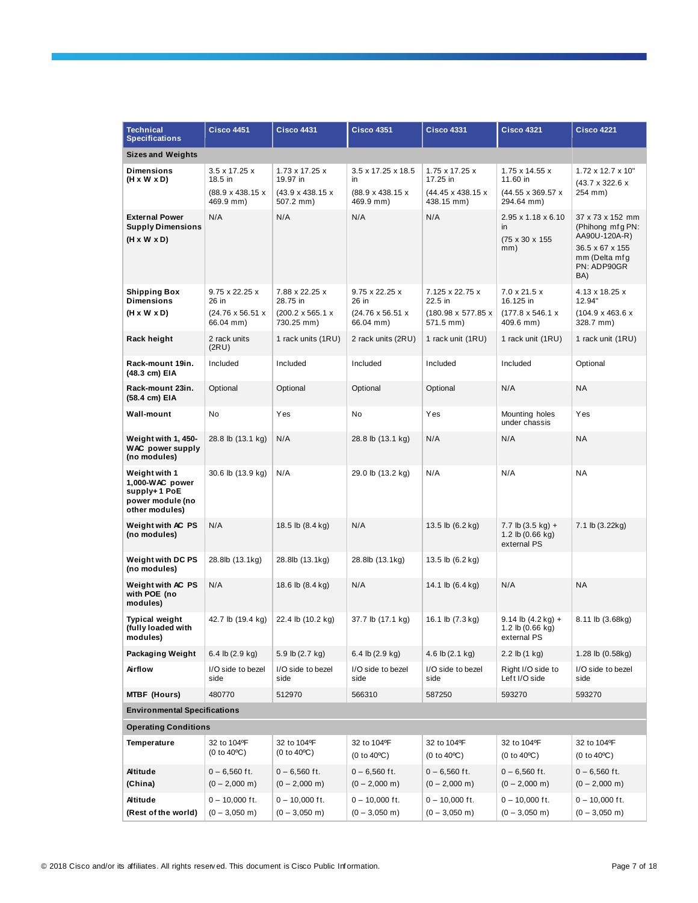| Technical Specifications | Cisco 4451 | Cisco 4431 | Cisco 4351 | Cisco 4331 | Cisco 4321 | Cisco 4221 |
|---|---|---|---|---|---|---|
| **Sizes and Weights** | | | | | | |
| **Dimensions (H x W x D)** | 3.5 x 17.25 x 18.5 in (88.9 x 438.15 x 469.9 mm) | 1.73 x 17.25 x 19.97 in (43.9 x 438.15 x 507.2 mm) | 3.5 x 17.25 x 18.5 in (88.9 x 438.15 x 469.9 mm) | 1.75 x 17.25 x 17.25 in (44.45 x 438.15 x 438.15 mm) | 1.75 x 14.55 x 11.60 in (44.55 x 369.57 x 294.64 mm) | 1.72 x 12.7 x 10" (43.7 x 322.6 x 254 mm) |
| **External Power Supply Dimensions (H x W x D)** | N/A | N/A | N/A | N/A | 2.95 x 1.18 x 6.10 in (75 x 30 x 155 mm) | 37 x 73 x 152 mm (Phihong mfg PN: AA90U-120A-R) 36.5 x 67 x 155 mm (Delta mfg PN: ADP90GR BA) |
| **Shipping Box Dimensions (H x W x D)** | 9.75 x 22.25 x 26 in (24.76 x 56.51 x 66.04 mm) | 7.88 x 22.25 x 28.75 in (200.2 x 565.1 x 730.25 mm) | 9.75 x 22.25 x 26 in (24.76 x 56.51 x 66.04 mm) | 7.125 x 22.75 x 22.5 in (180.98 x 577.85 x 571.5 mm) | 7.0 x 21.5 x 16.125 in (177.8 x 546.1 x 409.6 mm) | 4.13 x 18.25 x 12.94" (104.9 x 463.6 x 328.7 mm) |
| **Rack height** | 2 rack units (2RU) | 1 rack units (1RU) | 2 rack units (2RU) | 1 rack unit (1RU) | 1 rack unit (1RU) | 1 rack unit (1RU) |
| **Rack-mount 19in. (48.3 cm) EIA** | Included | Included | Included | Included | Included | Optional |
| **Rack-mount 23in. (58.4 cm) EIA** | Optional | Optional | Optional | Optional | N/A | NA |
| **Wall-mount** | No | Yes | No | Yes | Mounting holes under chassis | Yes |
| **Weight with 1, 450-WAC power supply (no modules)** | 28.8 lb (13.1 kg) | N/A | 28.8 lb (13.1 kg) | N/A | N/A | NA |
| **Weight with 1 1,000-WAC power supply+ 1 PoE power module (no other modules)** | 30.6 lb (13.9 kg) | N/A | 29.0 lb (13.2 kg) | N/A | N/A | NA |
| **Weight with AC PS (no modules)** | N/A | 18.5 lb (8.4 kg) | N/A | 13.5 lb (6.2 kg) | 7.7 lb (3.5 kg) + 1.2 lb (0.66 kg) external PS | 7.1 lb (3.22kg) |
| **Weight with DC PS (no modules)** | 28.8lb (13.1kg) | 28.8lb (13.1kg) | 28.8lb (13.1kg) | 13.5 lb (6.2 kg) | | |
| **Weight with AC PS with POE (no modules)** | N/A | 18.6 lb (8.4 kg) | N/A | 14.1 lb (6.4 kg) | N/A | NA |
| **Typical weight (fully loaded with modules)** | 42.7 lb (19.4 kg) | 22.4 lb (10.2 kg) | 37.7 lb (17.1 kg) | 16.1 lb (7.3 kg) | 9.14 lb (4.2 kg) + 1.2 lb (0.66 kg) external PS | 8.11 lb (3.68kg) |
| **Packaging Weight** | 6.4 lb (2.9 kg) | 5.9 lb (2.7 kg) | 6.4 lb (2.9 kg) | 4.6 lb (2.1 kg) | 2.2 lb (1 kg) | 1.28 lb (0.58kg) |
| **Airflow** | I/O side to bezel side | I/O side to bezel side | I/O side to bezel side | I/O side to bezel side | Right I/O side to Left I/O side | I/O side to bezel side |
| **MTBF (Hours)** | 480770 | 512970 | 566310 | 587250 | 593270 | 593270 |
| **Environmental Specifications** | | | | | | |
| **Operating Conditions** | | | | | | |
| **Temperature** | 32 to 104ºF (0 to 40ºC) | 32 to 104ºF (0 to 40ºC) | 32 to 104ºF (0 to 40ºC) | 32 to 104ºF (0 to 40ºC) | 32 to 104ºF (0 to 40ºC) | 32 to 104ºF (0 to 40ºC) |
| **Altitude (China)** | 0 – 6,560 ft. (0 – 2,000 m) | 0 – 6,560 ft. (0 – 2,000 m) | 0 – 6,560 ft. (0 – 2,000 m) | 0 – 6,560 ft. (0 – 2,000 m) | 0 – 6,560 ft. (0 – 2,000 m) | 0 – 6,560 ft. (0 – 2,000 m) |
| **Altitude (Rest of the world)** | 0 – 10,000 ft. (0 – 3,050 m) | 0 – 10,000 ft. (0 – 3,050 m) | 0 – 10,000 ft. (0 – 3,050 m) | 0 – 10,000 ft. (0 – 3,050 m) | 0 – 10,000 ft. (0 – 3,050 m) | 0 – 10,000 ft. (0 – 3,050 m) |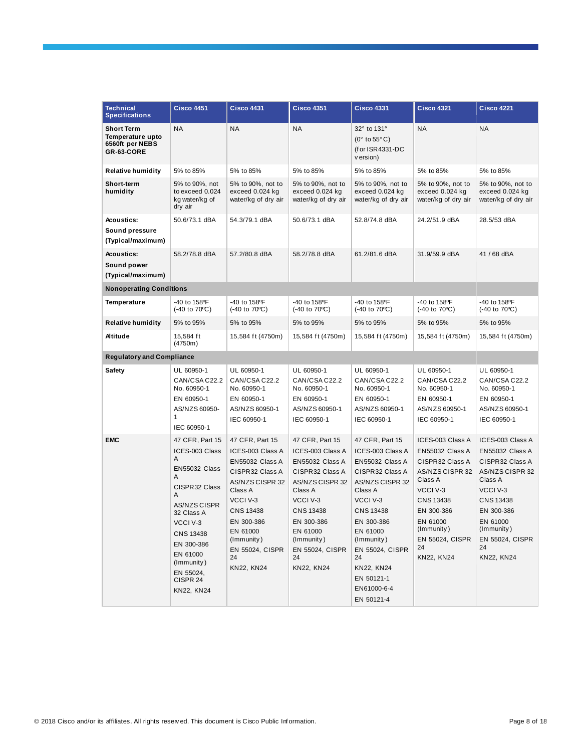| Technical Specifications | Cisco 4451 | Cisco 4431 | Cisco 4351 | Cisco 4331 | Cisco 4321 | Cisco 4221 |
|---|---|---|---|---|---|---|
| **Short Term Temperature upto 6560ft per NEBS GR-63-CORE** | NA | NA | NA | 32° to 131° (0° to 55° C) (for ISR4331-DC version) | NA | NA |
| **Relative humidity** | 5% to 85% | 5% to 85% | 5% to 85% | 5% to 85% | 5% to 85% | 5% to 85% |
| **Short-term humidity** | 5% to 90%, not to exceed 0.024 kg water/kg of dry air | 5% to 90%, not to exceed 0.024 kg water/kg of dry air | 5% to 90%, not to exceed 0.024 kg water/kg of dry air | 5% to 90%, not to exceed 0.024 kg water/kg of dry air | 5% to 90%, not to exceed 0.024 kg water/kg of dry air | 5% to 90%, not to exceed 0.024 kg water/kg of dry air |
| **Acoustics: Sound pressure (Typical/maximum)** | 50.6/73.1 dBA | 54.3/79.1 dBA | 50.6/73.1 dBA | 52.8/74.8 dBA | 24.2/51.9 dBA | 28.5/53 dBA |
| **Acoustics: Sound power (Typical/maximum)** | 58.2/78.8 dBA | 57.2/80.8 dBA | 58.2/78.8 dBA | 61.2/81.6 dBA | 31.9/59.9 dBA | 41 / 68 dBA |
| **Nonoperating Conditions** | | | | | | |
| **Temperature** | -40 to 158ºF (-40 to 70ºC) | -40 to 158ºF (-40 to 70ºC) | -40 to 158ºF (-40 to 70ºC) | -40 to 158ºF (-40 to 70ºC) | -40 to 158ºF (-40 to 70ºC) | -40 to 158ºF (-40 to 70ºC) |
| **Relative humidity** | 5% to 95% | 5% to 95% | 5% to 95% | 5% to 95% | 5% to 95% | 5% to 95% |
| **Altitude** | 15,584 ft (4750m) | 15,584 ft (4750m) | 15,584 ft (4750m) | 15,584 ft (4750m) | 15,584 ft (4750m) | 15,584 ft (4750m) |
| **Regulatory and Compliance** | | | | | | |
| **Safety** | UL 60950-1<br>CAN/CSA C22.2 No. 60950-1<br>EN 60950-1<br>AS/NZS 60950-1<br>IEC 60950-1 | UL 60950-1<br>CAN/CSA C22.2 No. 60950-1<br>EN 60950-1<br>AS/NZS 60950-1<br>IEC 60950-1 | UL 60950-1<br>CAN/CSA C22.2 No. 60950-1<br>EN 60950-1<br>AS/NZS 60950-1<br>IEC 60950-1 | UL 60950-1<br>CAN/CSA C22.2 No. 60950-1<br>EN 60950-1<br>AS/NZS 60950-1<br>IEC 60950-1 | UL 60950-1<br>CAN/CSA C22.2 No. 60950-1<br>EN 60950-1<br>AS/NZS 60950-1<br>IEC 60950-1 | UL 60950-1<br>CAN/CSA C22.2 No. 60950-1<br>EN 60950-1<br>AS/NZS 60950-1<br>IEC 60950-1 |
| **EMC** | 47 CFR, Part 15<br>ICES-003 Class A<br>EN55032 Class A<br>CISPR32 Class A<br>AS/NZS CISPR 32 Class A<br>VCCI V-3<br>CNS 13438<br>EN 300-386<br>EN 61000 (Immunity)<br>EN 55024, CISPR 24<br>KN22, KN24 | 47 CFR, Part 15<br>ICES-003 Class A<br>EN55032 Class A<br>CISPR32 Class A<br>AS/NZS CISPR 32 Class A<br>VCCI V-3<br>CNS 13438<br>EN 300-386<br>EN 61000 (Immunity)<br>EN 55024, CISPR 24<br>KN22, KN24 | 47 CFR, Part 15<br>ICES-003 Class A<br>EN55032 Class A<br>CISPR32 Class A<br>AS/NZS CISPR 32 Class A<br>VCCI V-3<br>CNS 13438<br>EN 300-386<br>EN 61000 (Immunity)<br>EN 55024, CISPR 24<br>KN22, KN24 | 47 CFR, Part 15<br>ICES-003 Class A<br>EN55032 Class A<br>CISPR32 Class A<br>AS/NZS CISPR 32 Class A<br>VCCI V-3<br>CNS 13438<br>EN 300-386<br>EN 61000 (Immunity)<br>EN 55024, CISPR 24<br>KN22, KN24<br>EN 50121-1<br>EN61000-6-4<br>EN 50121-4 | ICES-003 Class A<br>EN55032 Class A<br>CISPR32 Class A<br>AS/NZS CISPR 32 Class A<br>VCCI V-3<br>CNS 13438<br>EN 300-386<br>EN 61000 (Immunity)<br>EN 55024, CISPR 24<br>KN22, KN24 | ICES-003 Class A<br>EN55032 Class A<br>CISPR32 Class A<br>AS/NZS CISPR 32 Class A<br>VCCI V-3<br>CNS 13438<br>EN 300-386<br>EN 61000 (Immunity)<br>EN 55024, CISPR 24<br>KN22, KN24 |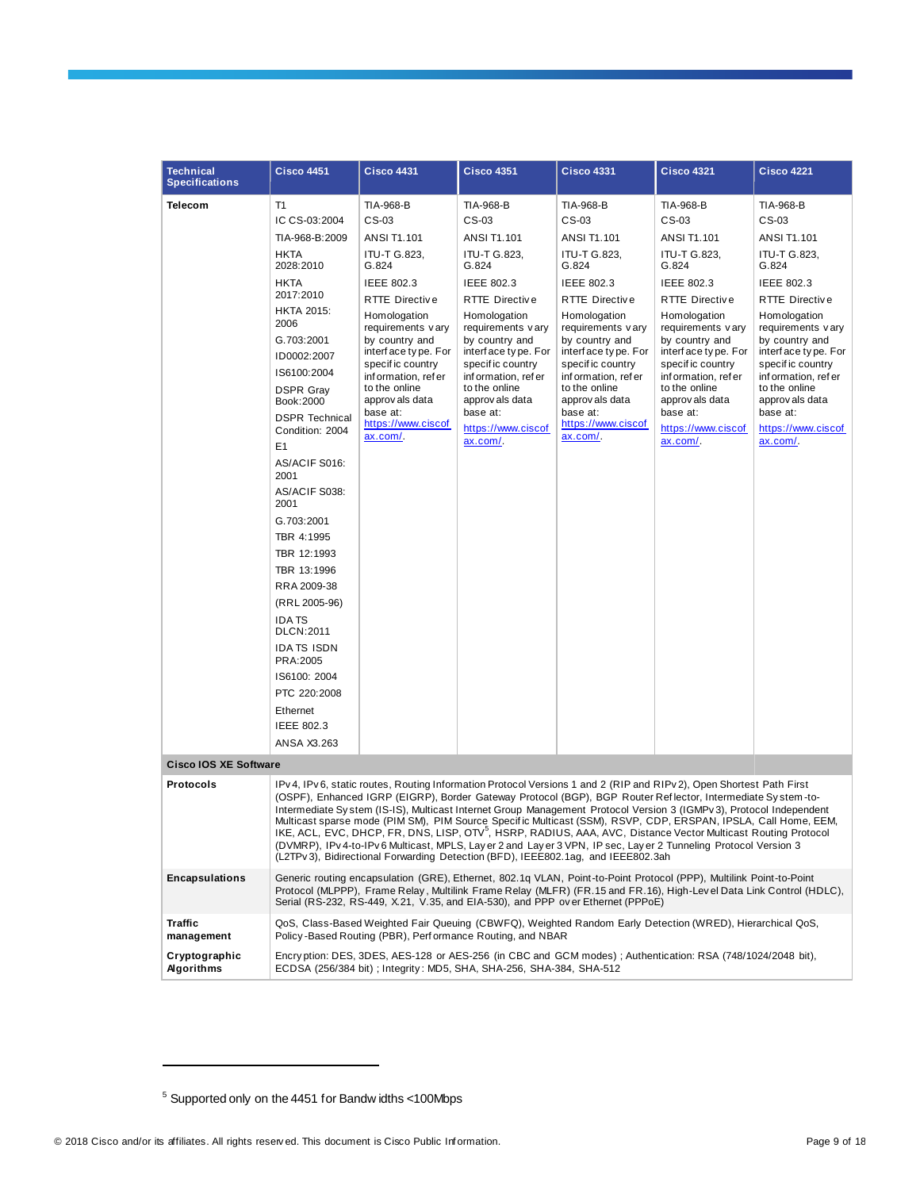| Technical Specifications | Cisco 4451 | Cisco 4431 | Cisco 4351 | Cisco 4331 | Cisco 4321 | Cisco 4221 |
|---|---|---|---|---|---|---|
| **Telecom** | T1<br>IC CS-03:2004<br>TIA-968-B:2009<br>HKTA 2028:2010<br>HKTA 2017:2010<br>HKTA 2015: 2006<br>G.703:2001<br>ID0002:2007<br>IS6100:2004<br>DSPR Gray Book:2000<br>DSPR Technical Condition: 2004<br>E1<br>AS/ACIF S016: 2001<br>AS/ACIF S038: 2001<br>G.703:2001<br>TBR 4:1995<br>TBR 12:1993<br>TBR 13:1996<br>RRA 2009-38<br>(RRL 2005-96)<br>IDA TS DLCN:2011<br>IDA TS ISDN PRA:2005<br>IS6100: 2004<br>PTC 220:2008<br>Ethernet<br>IEEE 802.3<br>ANSA X3.263 | TIA-968-B<br>CS-03<br>ANSI T1.101<br>ITU-T G.823, G.824<br>IEEE 802.3<br>RTTE Directive<br>Homologation requirements vary by country and interface type. For specific country information, refer to the online approvals data base at: https://www.ciscofax.com/. | TIA-968-B<br>CS-03<br>ANSI T1.101<br>ITU-T G.823, G.824<br>IEEE 802.3<br>RTTE Directive<br>Homologation requirements vary by country and interface type. For specific country information, refer to the online approvals data base at: https://www.ciscofax.com/. | TIA-968-B<br>CS-03<br>ANSI T1.101<br>ITU-T G.823, G.824<br>IEEE 802.3<br>RTTE Directive<br>Homologation requirements vary by country and interface type. For specific country information, refer to the online approvals data base at: https://www.ciscofax.com/. | TIA-968-B<br>CS-03<br>ANSI T1.101<br>ITU-T G.823, G.824<br>IEEE 802.3<br>RTTE Directive<br>Homologation requirements vary by country and interface type. For specific country information, refer to the online approvals data base at: https://www.ciscofax.com/. | TIA-968-B<br>CS-03<br>ANSI T1.101<br>ITU-T G.823, G.824<br>IEEE 802.3<br>RTTE Directive<br>Homologation requirements vary by country and interface type. For specific country information, refer to the online approvals data base at: https://www.ciscofax.com/. |
| **Cisco IOS XE Software** | | | | | | |
| **Protocols** | IPv4, IPv6, static routes, Routing Information Protocol Versions 1 and 2 (RIP and RIPv2), Open Shortest Path First (OSPF), Enhanced IGRP (EIGRP), Border Gateway Protocol (BGP), BGP Router Reflector, Intermediate System-to-Intermediate System (IS-IS), Multicast Internet Group Management Protocol Version 3 (IGMPv3), Protocol Independent Multicast sparse mode (PIM SM), PIM Source Specific Multicast (SSM), RSVP, CDP, ERSPAN, IPSLA, Call Home, EEM, IKE, ACL, EVC, DHCP, FR, DNS, LISP, OTV[5], HSRP, RADIUS, AAA, AVC, Distance Vector Multicast Routing Protocol (DVMRP), IPv4-to-IPv6 Multicast, MPLS, Layer 2 and Layer 3 VPN, IPsec, Layer 2 Tunneling Protocol Version 3 (L2TPv3), Bidirectional Forwarding Detection (BFD), IEEE802.1ag, and IEEE802.3ah | | | | | |
| **Encapsulations** | Generic routing encapsulation (GRE), Ethernet, 802.1q VLAN, Point-to-Point Protocol (PPP), Multilink Point-to-Point Protocol (MLPPP), Frame Relay, Multilink Frame Relay (MLFR) (FR.15 and FR.16), High-Level Data Link Control (HDLC), Serial (RS-232, RS-449, X.21, V.35, and EIA-530), and PPP over Ethernet (PPPoE) | | | | | |
| **Traffic management** | QoS, Class-Based Weighted Fair Queuing (CBWFQ), Weighted Random Early Detection (WRED), Hierarchical QoS, Policy-Based Routing (PBR), Performance Routing, and NBAR | | | | | |
| **Cryptographic Algorithms** | Encryption: DES, 3DES, AES-128 or AES-256 (in CBC and GCM modes) ; Authentication: RSA (748/1024/2048 bit), ECDSA (256/384 bit) ; Integrity: MD5, SHA, SHA-256, SHA-384, SHA-512 | | | | | |

[5] Supported only on the 4451 for Bandwidths <100Mbps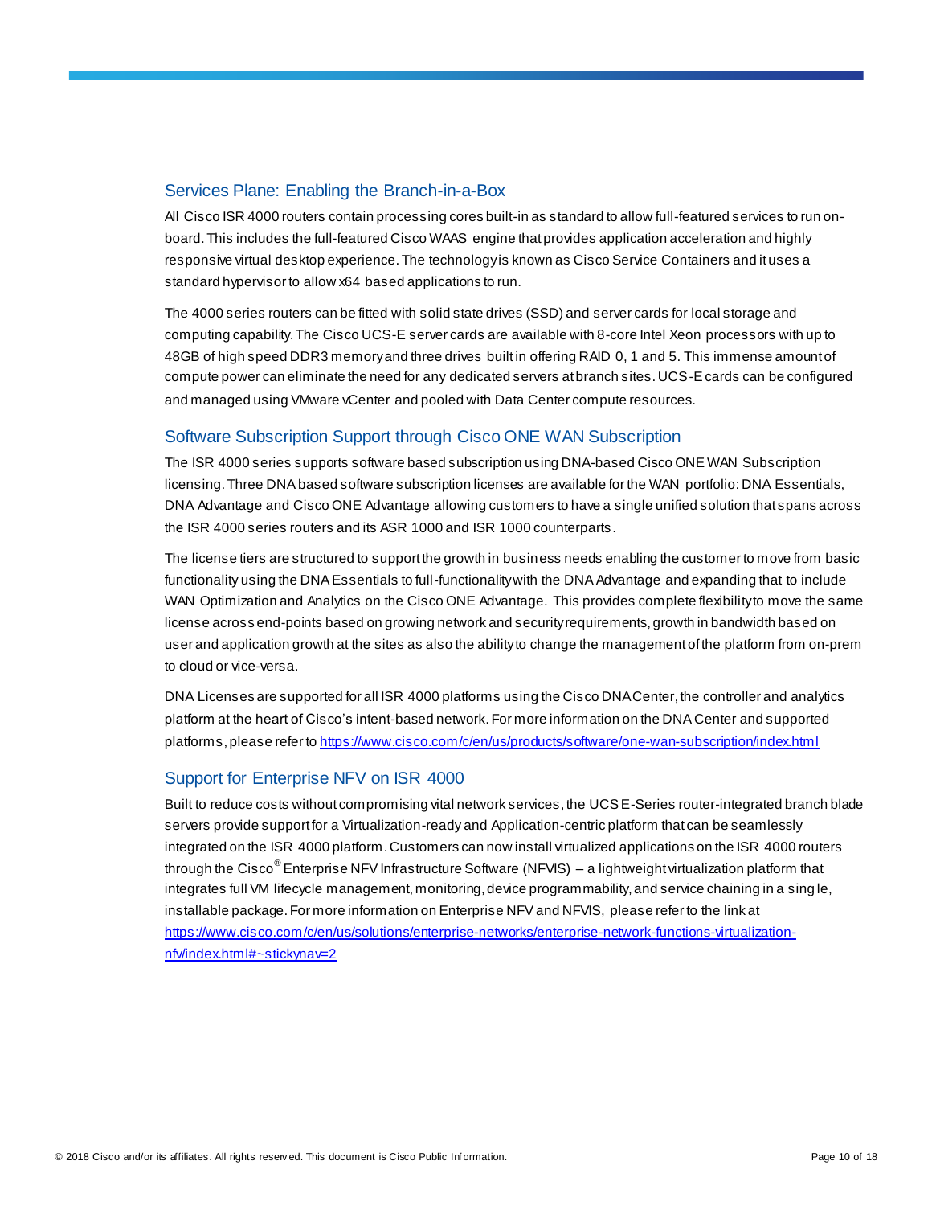## Services Plane: Enabling the Branch-in-a-Box

All Cisco ISR 4000 routers contain processing cores built-in as standard to allow full-featured services to run on-board. This includes the full-featured Cisco WAAS engine that provides application acceleration and highly responsive virtual desktop experience. The technology is known as Cisco Service Containers and it uses a standard hypervisor to allow x64 based applications to run.

The 4000 series routers can be fitted with solid state drives (SSD) and server cards for local storage and computing capability. The Cisco UCS-E server cards are available with 8-core Intel Xeon processors with up to 48GB of high speed DDR3 memory and three drives built in offering RAID 0, 1 and 5. This immense amount of compute power can eliminate the need for any dedicated servers at branch sites. UCS-E cards can be configured and managed using VMware vCenter and pooled with Data Center compute resources.

## Software Subscription Support through Cisco ONE WAN Subscription

The ISR 4000 series supports software based subscription using DNA-based Cisco ONE WAN Subscription licensing. Three DNA based software subscription licenses are available for the WAN portfolio: DNA Essentials, DNA Advantage and Cisco ONE Advantage allowing customers to have a single unified solution that spans across the ISR 4000 series routers and its ASR 1000 and ISR 1000 counterparts.

The license tiers are structured to support the growth in business needs enabling the customer to move from basic functionality using the DNA Essentials to full-functionality with the DNA Advantage and expanding that to include WAN Optimization and Analytics on the Cisco ONE Advantage. This provides complete flexibility to move the same license across end-points based on growing network and security requirements, growth in bandwidth based on user and application growth at the sites as also the ability to change the management of the platform from on-prem to cloud or vice-versa.

DNA Licenses are supported for all ISR 4000 platforms using the Cisco DNA Center, the controller and analytics platform at the heart of Cisco's intent-based network. For more information on the DNA Center and supported platforms, please refer to https://www.cisco.com/c/en/us/products/software/one-wan-subscription/index.html

## Support for Enterprise NFV on ISR 4000

Built to reduce costs without compromising vital network services, the UCS E-Series router-integrated branch blade servers provide support for a Virtualization-ready and Application-centric platform that can be seamlessly integrated on the ISR 4000 platform. Customers can now install virtualized applications on the ISR 4000 routers through the Cisco® Enterprise NFV Infrastructure Software (NFVIS) – a lightweight virtualization platform that integrates full VM lifecycle management, monitoring, device programmability, and service chaining in a single, installable package. For more information on Enterprise NFV and NFVIS, please refer to the link at https://www.cisco.com/c/en/us/solutions/enterprise-networks/enterprise-network-functions-virtualization-nfv/index.html#~stickynav=2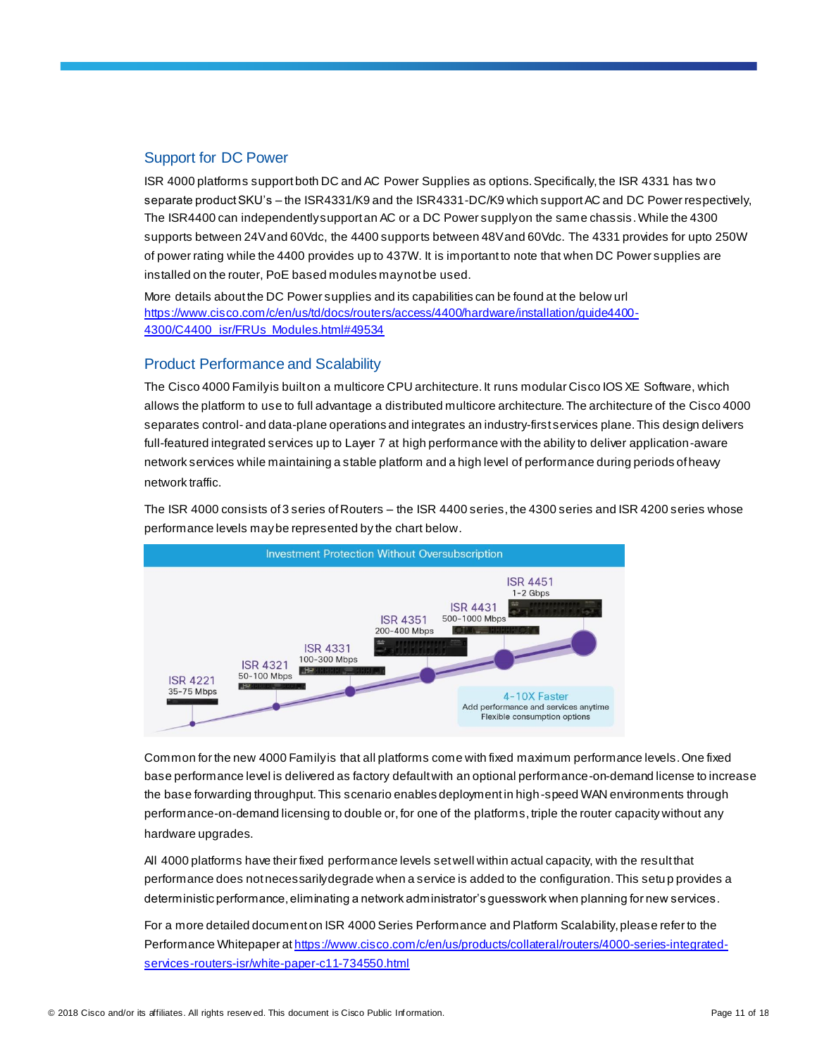## Support for DC Power

ISR 4000 platforms support both DC and AC Power Supplies as options. Specifically, the ISR 4331 has two separate product SKU's – the ISR4331/K9 and the ISR4331-DC/K9 which support AC and DC Power respectively, The ISR4400 can independently support an AC or a DC Power supply on the same chassis. While the 4300 supports between 24V and 60Vdc, the 4400 supports between 48V and 60Vdc. The 4331 provides for upto 250W of power rating while the 4400 provides up to 437W. It is important to note that when DC Power supplies are installed on the router, PoE based modules may not be used.

More details about the DC Power supplies and its capabilities can be found at the below url
https://www.cisco.com/c/en/us/td/docs/routers/access/4400/hardware/installation/guide4400-4300/C4400_isr/FRUs_Modules.html#49534

## Product Performance and Scalability

The Cisco 4000 Family is built on a multicore CPU architecture. It runs modular Cisco IOS XE Software, which allows the platform to use to full advantage a distributed multicore architecture. The architecture of the Cisco 4000 separates control- and data-plane operations and integrates an industry-first services plane. This design delivers full-featured integrated services up to Layer 7 at high performance with the ability to deliver application-aware network services while maintaining a stable platform and a high level of performance during periods of heavy network traffic.

The ISR 4000 consists of 3 series of Routers – the ISR 4400 series, the 4300 series and ISR 4200 series whose performance levels may be represented by the chart below.

**Investment Protection Without Oversubscription**

- ISR 4221: 35-75 Mbps
- ISR 4321: 50-100 Mbps
- ISR 4331: 100-300 Mbps
- ISR 4351: 200-400 Mbps
- ISR 4431: 500-1000 Mbps
- ISR 4451: 1-2 Gbps

4-10X Faster
Add performance and services anytime
Flexible consumption options

Common for the new 4000 Family is that all platforms come with fixed maximum performance levels. One fixed base performance level is delivered as factory default with an optional performance-on-demand license to increase the base forwarding throughput. This scenario enables deployment in high-speed WAN environments through performance-on-demand licensing to double or, for one of the platforms, triple the router capacity without any hardware upgrades.

All 4000 platforms have their fixed performance levels set well within actual capacity, with the result that performance does not necessarily degrade when a service is added to the configuration. This setup provides a deterministic performance, eliminating a network administrator's guesswork when planning for new services.

For a more detailed document on ISR 4000 Series Performance and Platform Scalability, please refer to the Performance Whitepaper at https://www.cisco.com/c/en/us/products/collateral/routers/4000-series-integrated-services-routers-isr/white-paper-c11-734550.html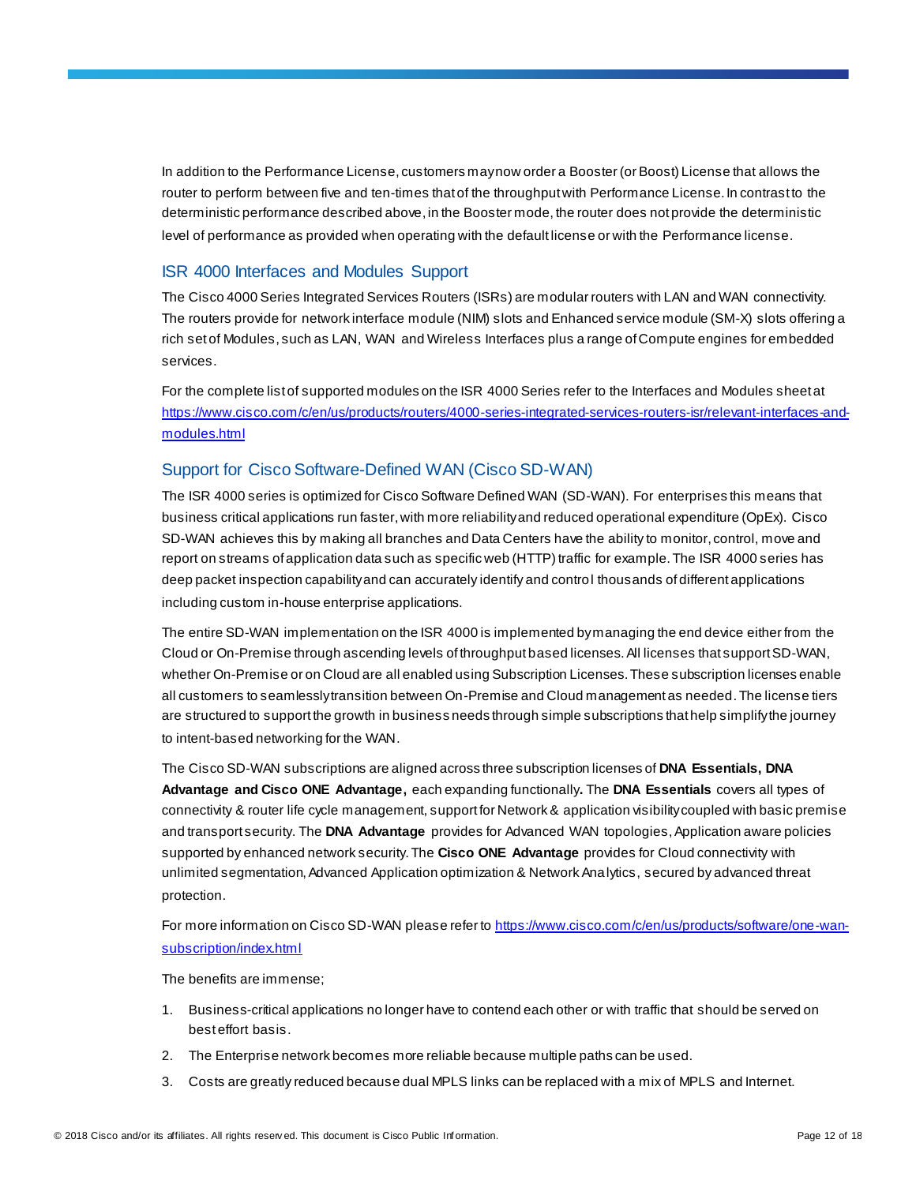In addition to the Performance License, customers may now order a Booster (or Boost) License that allows the router to perform between five and ten-times that of the throughput with Performance License. In contrast to the deterministic performance described above, in the Booster mode, the router does not provide the deterministic level of performance as provided when operating with the default license or with the Performance license.

## ISR 4000 Interfaces and Modules Support

The Cisco 4000 Series Integrated Services Routers (ISRs) are modular routers with LAN and WAN connectivity. The routers provide for network interface module (NIM) slots and Enhanced service module (SM-X) slots offering a rich set of Modules, such as LAN, WAN and Wireless Interfaces plus a range of Compute engines for embedded services.

For the complete list of supported modules on the ISR 4000 Series refer to the Interfaces and Modules sheet at [https://www.cisco.com/c/en/us/products/routers/4000-series-integrated-services-routers-isr/relevant-interfaces-and-modules.html](https://www.cisco.com/c/en/us/products/routers/4000-series-integrated-services-routers-isr/relevant-interfaces-and-modules.html)

## Support for Cisco Software-Defined WAN (Cisco SD-WAN)

The ISR 4000 series is optimized for Cisco Software Defined WAN (SD-WAN). For enterprises this means that business critical applications run faster, with more reliability and reduced operational expenditure (OpEx). Cisco SD-WAN achieves this by making all branches and Data Centers have the ability to monitor, control, move and report on streams of application data such as specific web (HTTP) traffic for example. The ISR 4000 series has deep packet inspection capability and can accurately identify and control thousands of different applications including custom in-house enterprise applications.

The entire SD-WAN implementation on the ISR 4000 is implemented by managing the end device either from the Cloud or On-Premise through ascending levels of throughput based licenses. All licenses that support SD-WAN, whether On-Premise or on Cloud are all enabled using Subscription Licenses. These subscription licenses enable all customers to seamlessly transition between On-Premise and Cloud management as needed. The license tiers are structured to support the growth in business needs through simple subscriptions that help simplify the journey to intent-based networking for the WAN.

The Cisco SD-WAN subscriptions are aligned across three subscription licenses of **DNA Essentials, DNA Advantage and Cisco ONE Advantage,** each expanding functionally**.** The **DNA Essentials** covers all types of connectivity & router life cycle management, support for Network & application visibility coupled with basic premise and transport security. The **DNA Advantage** provides for Advanced WAN topologies, Application aware policies supported by enhanced network security. The **Cisco ONE Advantage** provides for Cloud connectivity with unlimited segmentation, Advanced Application optimization & Network Analytics, secured by advanced threat protection.

For more information on Cisco SD-WAN please refer to [https://www.cisco.com/c/en/us/products/software/one-wan-subscription/index.html](https://www.cisco.com/c/en/us/products/software/one-wan-subscription/index.html)

The benefits are immense;

1. Business-critical applications no longer have to contend each other or with traffic that should be served on best effort basis.
2. The Enterprise network becomes more reliable because multiple paths can be used.
3. Costs are greatly reduced because dual MPLS links can be replaced with a mix of MPLS and Internet.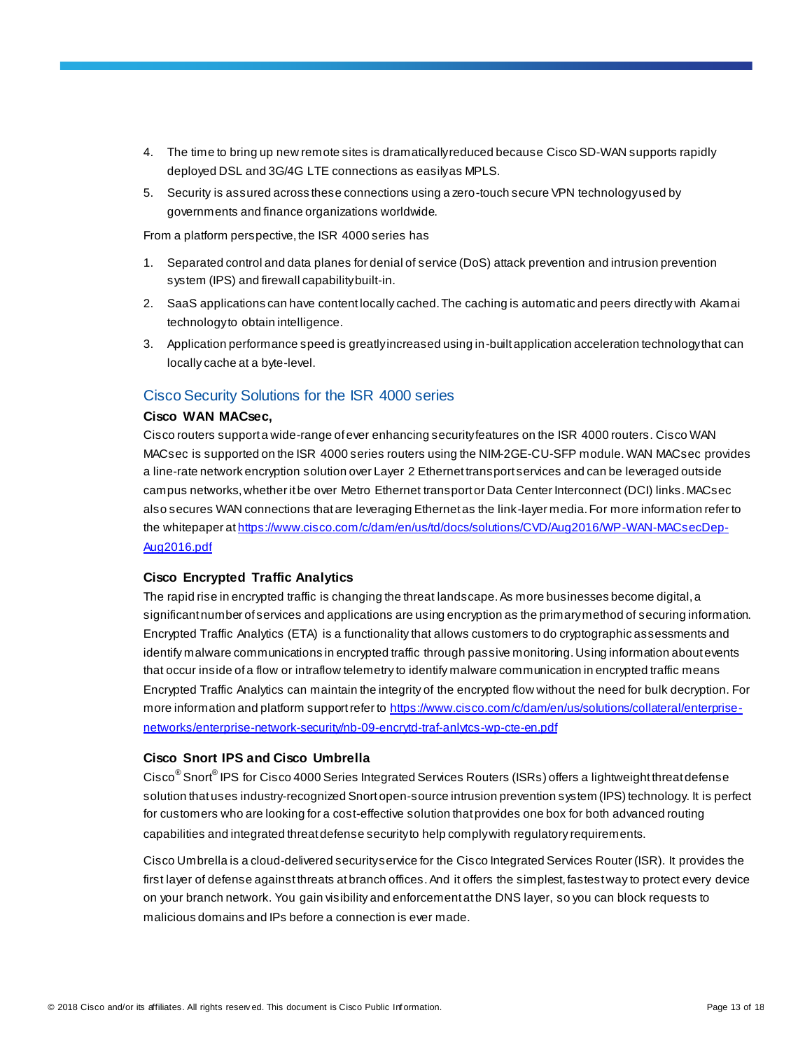4. The time to bring up new remote sites is dramatically reduced because Cisco SD-WAN supports rapidly deployed DSL and 3G/4G LTE connections as easily as MPLS.
5. Security is assured across these connections using a zero-touch secure VPN technology used by governments and finance organizations worldwide.

From a platform perspective, the ISR 4000 series has

1. Separated control and data planes for denial of service (DoS) attack prevention and intrusion prevention system (IPS) and firewall capability built-in.
2. SaaS applications can have content locally cached. The caching is automatic and peers directly with Akamai technology to obtain intelligence.
3. Application performance speed is greatly increased using in-built application acceleration technology that can locally cache at a byte-level.

## Cisco Security Solutions for the ISR 4000 series

**Cisco WAN MACsec,**

Cisco routers support a wide-range of ever enhancing security features on the ISR 4000 routers. Cisco WAN MACsec is supported on the ISR 4000 series routers using the NIM-2GE-CU-SFP module. WAN MACsec provides a line-rate network encryption solution over Layer 2 Ethernet transport services and can be leveraged outside campus networks, whether it be over Metro Ethernet transport or Data Center Interconnect (DCI) links. MACsec also secures WAN connections that are leveraging Ethernet as the link-layer media. For more information refer to the whitepaper at https://www.cisco.com/c/dam/en/us/td/docs/solutions/CVD/Aug2016/WP-WAN-MACsecDep-Aug2016.pdf

**Cisco Encrypted Traffic Analytics**

The rapid rise in encrypted traffic is changing the threat landscape. As more businesses become digital, a significant number of services and applications are using encryption as the primary method of securing information. Encrypted Traffic Analytics (ETA) is a functionality that allows customers to do cryptographic assessments and identify malware communications in encrypted traffic through passive monitoring. Using information about events that occur inside of a flow or intraflow telemetry to identify malware communication in encrypted traffic means Encrypted Traffic Analytics can maintain the integrity of the encrypted flow without the need for bulk decryption. For more information and platform support refer to https://www.cisco.com/c/dam/en/us/solutions/collateral/enterprise-networks/enterprise-network-security/nb-09-encrytd-traf-anlytcs-wp-cte-en.pdf

**Cisco Snort IPS and Cisco Umbrella**

Cisco® Snort® IPS for Cisco 4000 Series Integrated Services Routers (ISRs) offers a lightweight threat defense solution that uses industry-recognized Snort open-source intrusion prevention system (IPS) technology. It is perfect for customers who are looking for a cost-effective solution that provides one box for both advanced routing capabilities and integrated threat defense security to help comply with regulatory requirements.

Cisco Umbrella is a cloud-delivered security service for the Cisco Integrated Services Router (ISR). It provides the first layer of defense against threats at branch offices. And it offers the simplest, fastest way to protect every device on your branch network. You gain visibility and enforcement at the DNS layer, so you can block requests to malicious domains and IPs before a connection is ever made.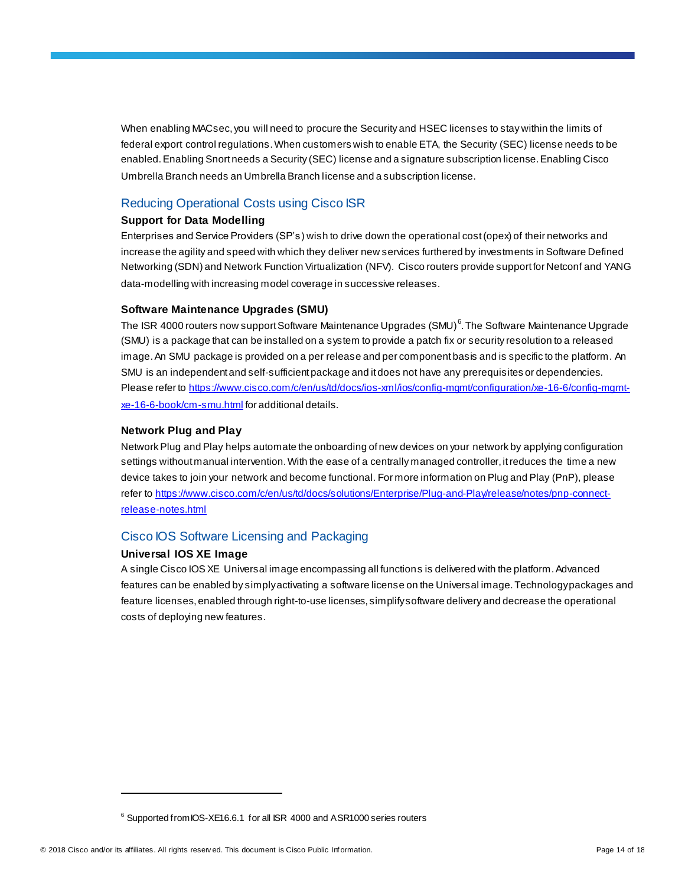When enabling MACsec, you will need to procure the Security and HSEC licenses to stay within the limits of federal export control regulations. When customers wish to enable ETA, the Security (SEC) license needs to be enabled. Enabling Snort needs a Security (SEC) license and a signature subscription license. Enabling Cisco Umbrella Branch needs an Umbrella Branch license and a subscription license.

## Reducing Operational Costs using Cisco ISR

### Support for Data Modelling

Enterprises and Service Providers (SP's) wish to drive down the operational cost (opex) of their networks and increase the agility and speed with which they deliver new services furthered by investments in Software Defined Networking (SDN) and Network Function Virtualization (NFV). Cisco routers provide support for Netconf and YANG data-modelling with increasing model coverage in successive releases.

### Software Maintenance Upgrades (SMU)

The ISR 4000 routers now support Software Maintenance Upgrades (SMU)[6]. The Software Maintenance Upgrade (SMU) is a package that can be installed on a system to provide a patch fix or security resolution to a released image. An SMU package is provided on a per release and per component basis and is specific to the platform. An SMU is an independent and self-sufficient package and it does not have any prerequisites or dependencies. Please refer to [https://www.cisco.com/c/en/us/td/docs/ios-xml/ios/config-mgmt/configuration/xe-16-6/config-mgmt-xe-16-6-book/cm-smu.html](https://www.cisco.com/c/en/us/td/docs/ios-xml/ios/config-mgmt/configuration/xe-16-6/config-mgmt-xe-16-6-book/cm-smu.html) for additional details.

### Network Plug and Play

Network Plug and Play helps automate the onboarding of new devices on your network by applying configuration settings without manual intervention. With the ease of a centrally managed controller, it reduces the time a new device takes to join your network and become functional. For more information on Plug and Play (PnP), please refer to [https://www.cisco.com/c/en/us/td/docs/solutions/Enterprise/Plug-and-Play/release/notes/pnp-connect-release-notes.html](https://www.cisco.com/c/en/us/td/docs/solutions/Enterprise/Plug-and-Play/release/notes/pnp-connect-release-notes.html)

## Cisco IOS Software Licensing and Packaging

### Universal IOS XE Image

A single Cisco IOS XE Universal image encompassing all functions is delivered with the platform. Advanced features can be enabled by simply activating a software license on the Universal image. Technology packages and feature licenses, enabled through right-to-use licenses, simplify software delivery and decrease the operational costs of deploying new features.

---

[6] Supported from IOS-XE16.6.1 for all ISR 4000 and ASR1000 series routers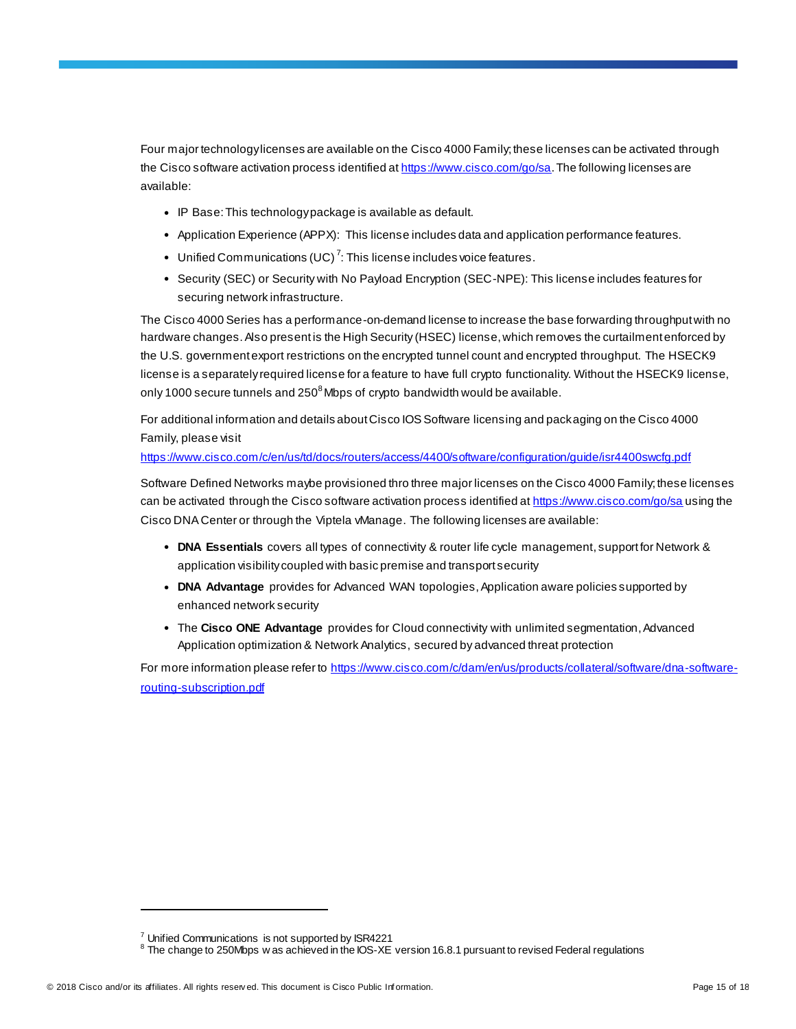Four major technology licenses are available on the Cisco 4000 Family; these licenses can be activated through the Cisco software activation process identified at https://www.cisco.com/go/sa. The following licenses are available:

- IP Base: This technology package is available as default.
- Application Experience (APPX): This license includes data and application performance features.
- Unified Communications (UC) [7]: This license includes voice features.
- Security (SEC) or Security with No Payload Encryption (SEC-NPE): This license includes features for securing network infrastructure.

The Cisco 4000 Series has a performance-on-demand license to increase the base forwarding throughput with no hardware changes. Also present is the High Security (HSEC) license, which removes the curtailment enforced by the U.S. government export restrictions on the encrypted tunnel count and encrypted throughput. The HSECK9 license is a separately required license for a feature to have full crypto functionality. Without the HSECK9 license, only 1000 secure tunnels and 250[8] Mbps of crypto bandwidth would be available.

For additional information and details about Cisco IOS Software licensing and packaging on the Cisco 4000 Family, please visit
https://www.cisco.com/c/en/us/td/docs/routers/access/4400/software/configuration/guide/isr4400swcfg.pdf

Software Defined Networks maybe provisioned thro three major licenses on the Cisco 4000 Family; these licenses can be activated through the Cisco software activation process identified at https://www.cisco.com/go/sa using the Cisco DNA Center or through the Viptela vManage. The following licenses are available:

- **DNA Essentials** covers all types of connectivity & router life cycle management, support for Network & application visibility coupled with basic premise and transport security
- **DNA Advantage** provides for Advanced WAN topologies, Application aware policies supported by enhanced network security
- The **Cisco ONE Advantage** provides for Cloud connectivity with unlimited segmentation, Advanced Application optimization & Network Analytics, secured by advanced threat protection

For more information please refer to https://www.cisco.com/c/dam/en/us/products/collateral/software/dna-software-routing-subscription.pdf

---

[7] Unified Communications is not supported by ISR4221
[8] The change to 250Mbps was achieved in the IOS-XE version 16.8.1 pursuant to revised Federal regulations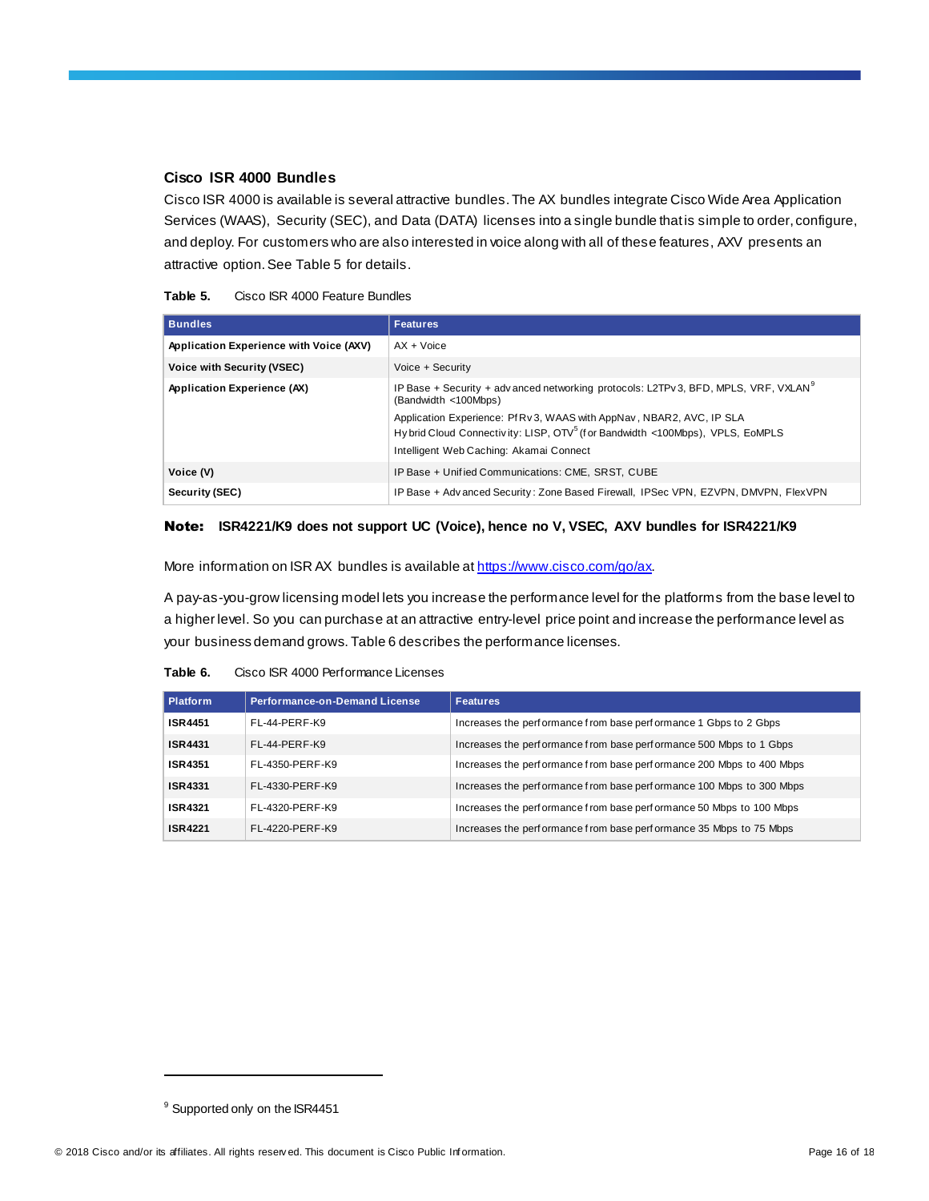### Cisco ISR 4000 Bundles

Cisco ISR 4000 is available is several attractive bundles. The AX bundles integrate Cisco Wide Area Application Services (WAAS), Security (SEC), and Data (DATA) licenses into a single bundle that is simple to order, configure, and deploy. For customers who are also interested in voice along with all of these features, AXV presents an attractive option. See Table 5 for details.

**Table 5.** Cisco ISR 4000 Feature Bundles

| Bundles | Features |
|---|---|
| **Application Experience with Voice (AXV)** | AX + Voice |
| **Voice with Security (VSEC)** | Voice + Security |
| **Application Experience (AX)** | IP Base + Security + advanced networking protocols: L2TPv3, BFD, MPLS, VRF, VXLAN[9] (Bandwidth <100Mbps)<br>Application Experience: PfRv3, WAAS with AppNav, NBAR2, AVC, IP SLA<br>Hybrid Cloud Connectivity: LISP, OTV[5] (for Bandwidth <100Mbps), VPLS, EoMPLS<br>Intelligent Web Caching: Akamai Connect |
| **Voice (V)** | IP Base + Unified Communications: CME, SRST, CUBE |
| **Security (SEC)** | IP Base + Advanced Security: Zone Based Firewall, IPSec VPN, EZVPN, DMVPN, FlexVPN |

**Note: ISR4221/K9 does not support UC (Voice), hence no V, VSEC, AXV bundles for ISR4221/K9**

More information on ISR AX bundles is available at https://www.cisco.com/go/ax.

A pay-as-you-grow licensing model lets you increase the performance level for the platforms from the base level to a higher level. So you can purchase at an attractive entry-level price point and increase the performance level as your business demand grows. Table 6 describes the performance licenses.

**Table 6.** Cisco ISR 4000 Performance Licenses

| Platform | Performance-on-Demand License | Features |
|---|---|---|
| **ISR4451** | FL-44-PERF-K9 | Increases the performance from base performance 1 Gbps to 2 Gbps |
| **ISR4431** | FL-44-PERF-K9 | Increases the performance from base performance 500 Mbps to 1 Gbps |
| **ISR4351** | FL-4350-PERF-K9 | Increases the performance from base performance 200 Mbps to 400 Mbps |
| **ISR4331** | FL-4330-PERF-K9 | Increases the performance from base performance 100 Mbps to 300 Mbps |
| **ISR4321** | FL-4320-PERF-K9 | Increases the performance from base performance 50 Mbps to 100 Mbps |
| **ISR4221** | FL-4220-PERF-K9 | Increases the performance from base performance 35 Mbps to 75 Mbps |

[9] Supported only on the ISR4451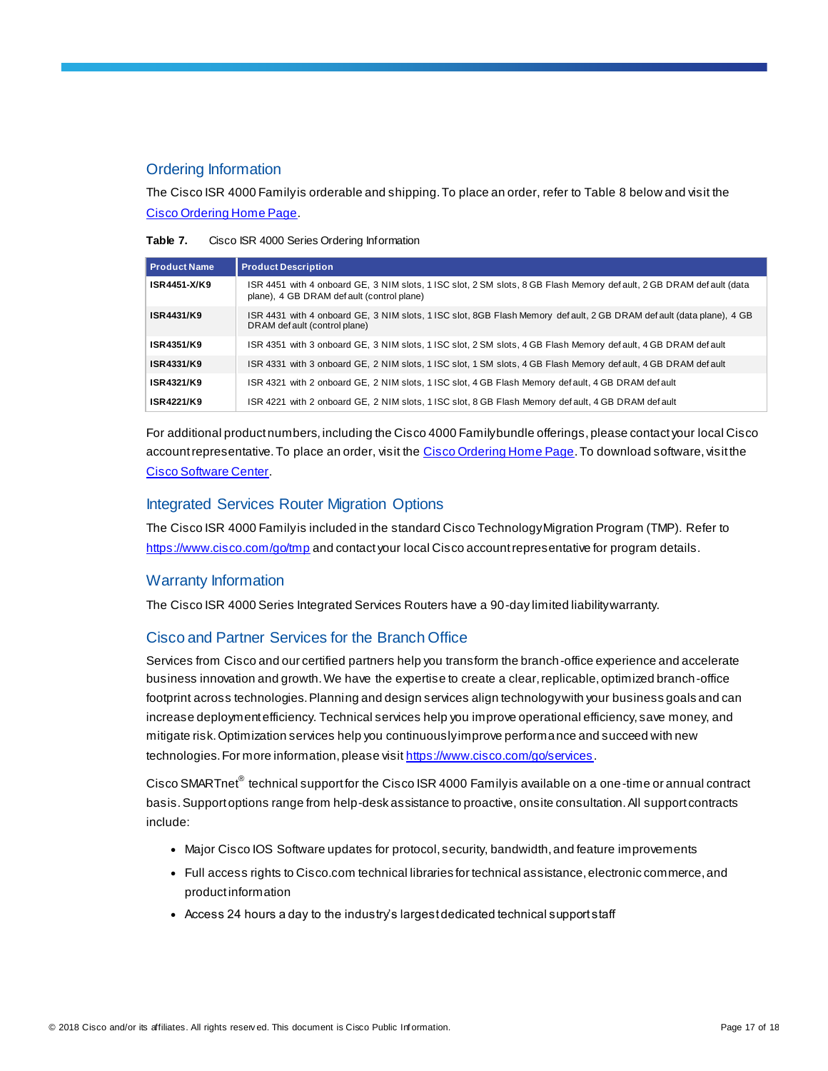## Ordering Information

The Cisco ISR 4000 Family is orderable and shipping. To place an order, refer to Table 8 below and visit the Cisco Ordering Home Page.

**Table 7.** Cisco ISR 4000 Series Ordering Information

| Product Name | Product Description |
| --- | --- |
| **ISR4451-X/K9** | ISR 4451 with 4 onboard GE, 3 NIM slots, 1 ISC slot, 2 SM slots, 8 GB Flash Memory default, 2 GB DRAM default (data plane), 4 GB DRAM default (control plane) |
| **ISR4431/K9** | ISR 4431 with 4 onboard GE, 3 NIM slots, 1 ISC slot, 8GB Flash Memory default, 2 GB DRAM default (data plane), 4 GB DRAM default (control plane) |
| **ISR4351/K9** | ISR 4351 with 3 onboard GE, 3 NIM slots, 1 ISC slot, 2 SM slots, 4 GB Flash Memory default, 4 GB DRAM default |
| **ISR4331/K9** | ISR 4331 with 3 onboard GE, 2 NIM slots, 1 ISC slot, 1 SM slots, 4 GB Flash Memory default, 4 GB DRAM default |
| **ISR4321/K9** | ISR 4321 with 2 onboard GE, 2 NIM slots, 1 ISC slot, 4 GB Flash Memory default, 4 GB DRAM default |
| **ISR4221/K9** | ISR 4221 with 2 onboard GE, 2 NIM slots, 1 ISC slot, 8 GB Flash Memory default, 4 GB DRAM default |

For additional product numbers, including the Cisco 4000 Family bundle offerings, please contact your local Cisco account representative. To place an order, visit the Cisco Ordering Home Page. To download software, visit the Cisco Software Center.

## Integrated Services Router Migration Options

The Cisco ISR 4000 Family is included in the standard Cisco Technology Migration Program (TMP). Refer to https://www.cisco.com/go/tmp and contact your local Cisco account representative for program details.

## Warranty Information

The Cisco ISR 4000 Series Integrated Services Routers have a 90-day limited liability warranty.

## Cisco and Partner Services for the Branch Office

Services from Cisco and our certified partners help you transform the branch-office experience and accelerate business innovation and growth. We have the expertise to create a clear, replicable, optimized branch-office footprint across technologies. Planning and design services align technology with your business goals and can increase deployment efficiency. Technical services help you improve operational efficiency, save money, and mitigate risk. Optimization services help you continuously improve performance and succeed with new technologies. For more information, please visit https://www.cisco.com/go/services.

Cisco SMARTnet® technical support for the Cisco ISR 4000 Family is available on a one-time or annual contract basis. Support options range from help-desk assistance to proactive, onsite consultation. All support contracts include:

- Major Cisco IOS Software updates for protocol, security, bandwidth, and feature improvements
- Full access rights to Cisco.com technical libraries for technical assistance, electronic commerce, and product information
- Access 24 hours a day to the industry's largest dedicated technical support staff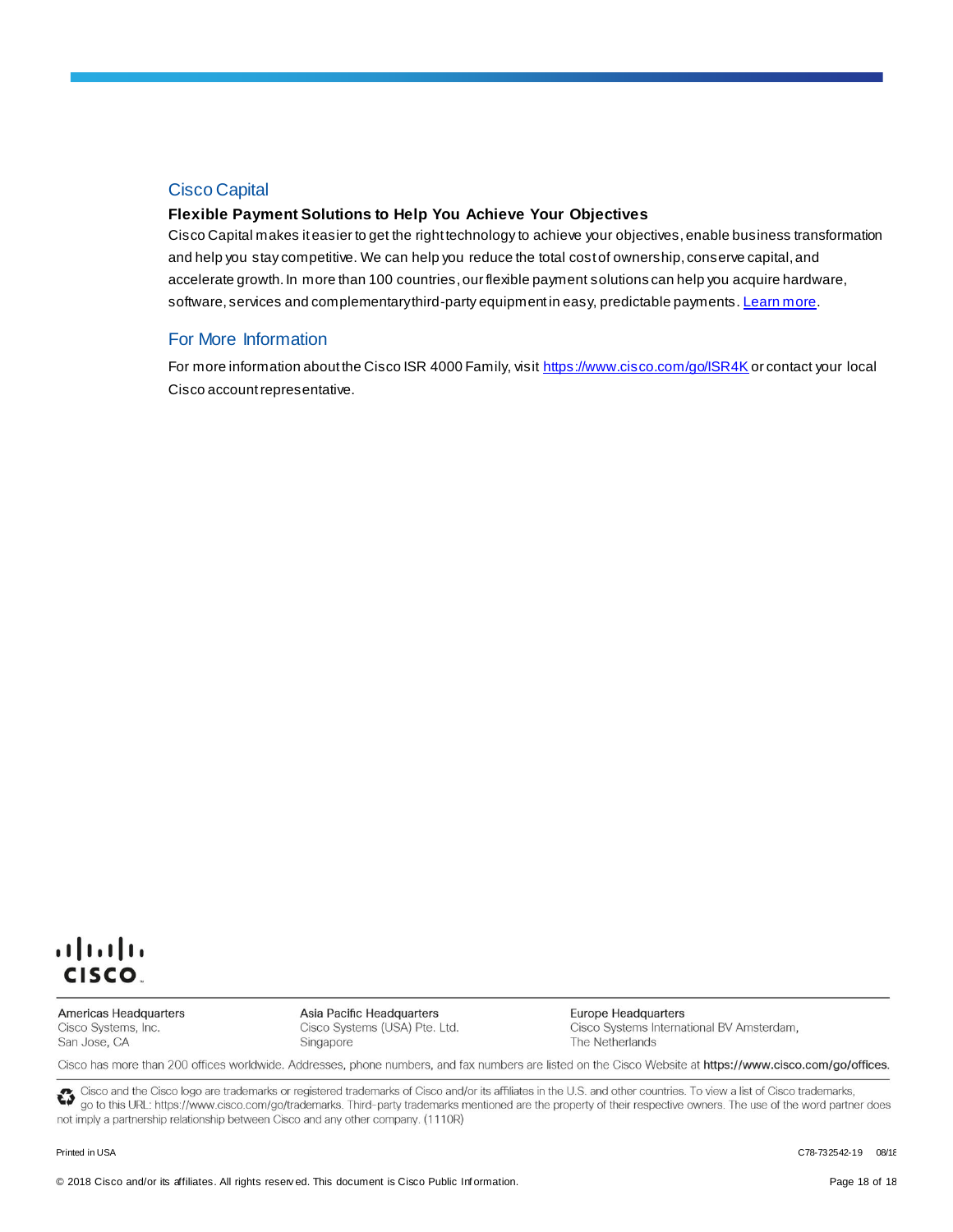## Cisco Capital

**Flexible Payment Solutions to Help You Achieve Your Objectives**

Cisco Capital makes it easier to get the right technology to achieve your objectives, enable business transformation and help you stay competitive. We can help you reduce the total cost of ownership, conserve capital, and accelerate growth. In more than 100 countries, our flexible payment solutions can help you acquire hardware, software, services and complementary third-party equipment in easy, predictable payments. Learn more.

## For More Information

For more information about the Cisco ISR 4000 Family, visit https://www.cisco.com/go/ISR4K or contact your local Cisco account representative.

Americas Headquarters
Cisco Systems, Inc.
San Jose, CA

Asia Pacific Headquarters
Cisco Systems (USA) Pte. Ltd.
Singapore

Europe Headquarters
Cisco Systems International BV Amsterdam,
The Netherlands

Cisco has more than 200 offices worldwide. Addresses, phone numbers, and fax numbers are listed on the Cisco Website at **https://www.cisco.com/go/offices.**

Cisco and the Cisco logo are trademarks or registered trademarks of Cisco and/or its affiliates in the U.S. and other countries. To view a list of Cisco trademarks, go to this URL: https://www.cisco.com/go/trademarks. Third-party trademarks mentioned are the property of their respective owners. The use of the word partner does not imply a partnership relationship between Cisco and any other company. (1110R)

Printed in USA

C78-732542-19 08/18

© 2018 Cisco and/or its affiliates. All rights reserved. This document is Cisco Public Information.